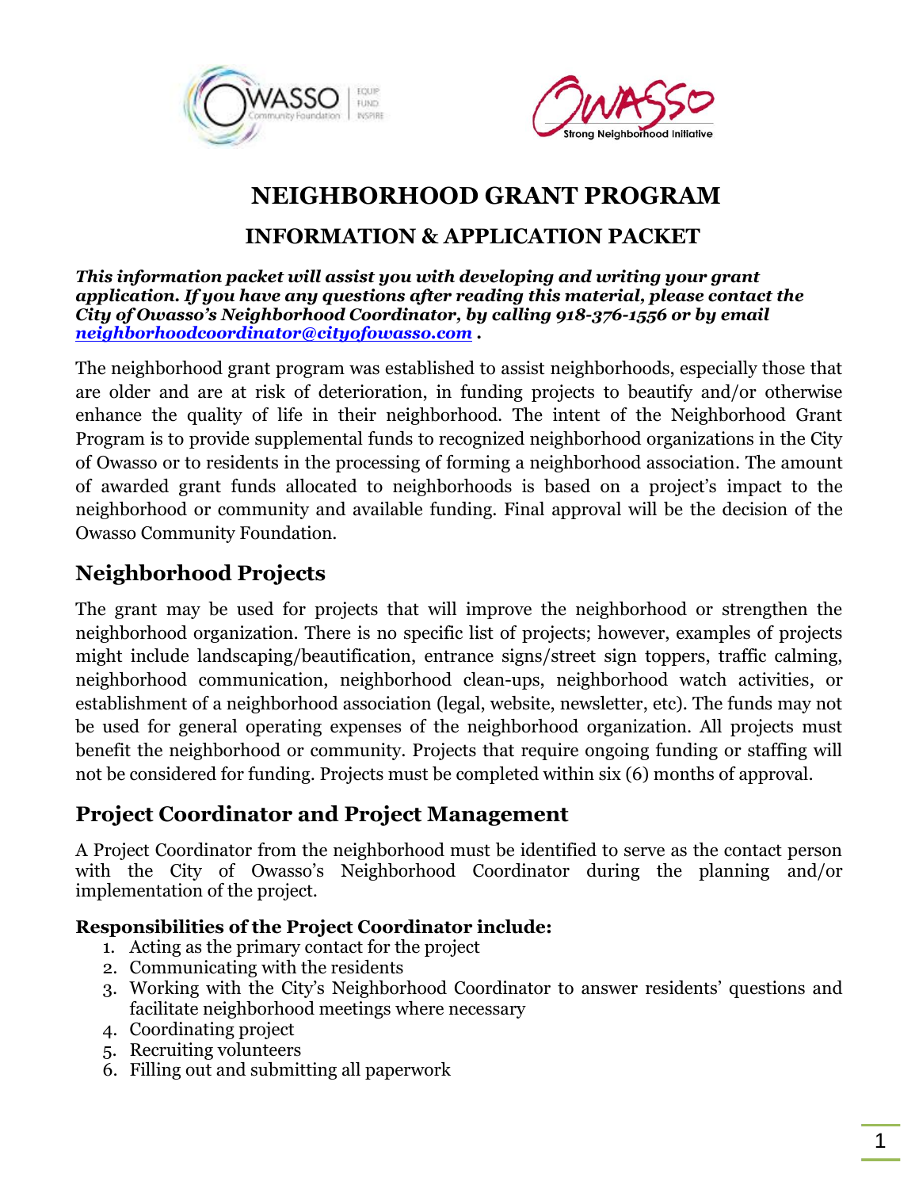# NEIGHBORHOOD GRANT PROGRAM

## INFORMATION & APPLICATION PACKET

***This information packet will assist you with developing and writing your grant application. If you have any questions after reading this material, please contact the City of Owasso's Neighborhood Coordinator, by calling 918-376-1556 or by email [neighborhoodcoordinator@cityofowasso.com](mailto:neighborhoodcoordinator@cityofowasso.com) .***

The neighborhood grant program was established to assist neighborhoods, especially those that are older and are at risk of deterioration, in funding projects to beautify and/or otherwise enhance the quality of life in their neighborhood. The intent of the Neighborhood Grant Program is to provide supplemental funds to recognized neighborhood organizations in the City of Owasso or to residents in the processing of forming a neighborhood association. The amount of awarded grant funds allocated to neighborhoods is based on a project's impact to the neighborhood or community and available funding. Final approval will be the decision of the Owasso Community Foundation.

## Neighborhood Projects

The grant may be used for projects that will improve the neighborhood or strengthen the neighborhood organization. There is no specific list of projects; however, examples of projects might include landscaping/beautification, entrance signs/street sign toppers, traffic calming, neighborhood communication, neighborhood clean-ups, neighborhood watch activities, or establishment of a neighborhood association (legal, website, newsletter, etc). The funds may not be used for general operating expenses of the neighborhood organization. All projects must benefit the neighborhood or community. Projects that require ongoing funding or staffing will not be considered for funding. Projects must be completed within six (6) months of approval.

## Project Coordinator and Project Management

A Project Coordinator from the neighborhood must be identified to serve as the contact person with the City of Owasso's Neighborhood Coordinator during the planning and/or implementation of the project.

**Responsibilities of the Project Coordinator include:**

1. Acting as the primary contact for the project
2. Communicating with the residents
3. Working with the City's Neighborhood Coordinator to answer residents' questions and facilitate neighborhood meetings where necessary
4. Coordinating project
5. Recruiting volunteers
6. Filling out and submitting all paperwork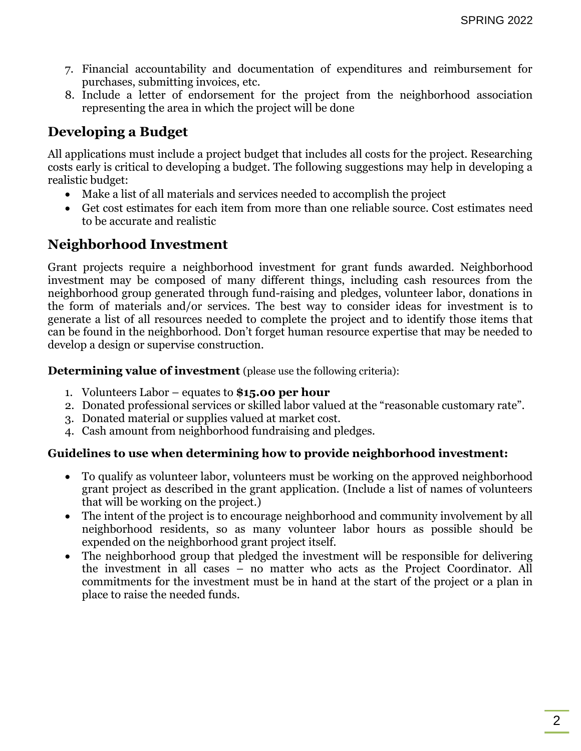7. Financial accountability and documentation of expenditures and reimbursement for purchases, submitting invoices, etc.
8. Include a letter of endorsement for the project from the neighborhood association representing the area in which the project will be done

## Developing a Budget

All applications must include a project budget that includes all costs for the project. Researching costs early is critical to developing a budget. The following suggestions may help in developing a realistic budget:

- Make a list of all materials and services needed to accomplish the project
- Get cost estimates for each item from more than one reliable source. Cost estimates need to be accurate and realistic

## Neighborhood Investment

Grant projects require a neighborhood investment for grant funds awarded. Neighborhood investment may be composed of many different things, including cash resources from the neighborhood group generated through fund-raising and pledges, volunteer labor, donations in the form of materials and/or services. The best way to consider ideas for investment is to generate a list of all resources needed to complete the project and to identify those items that can be found in the neighborhood. Don't forget human resource expertise that may be needed to develop a design or supervise construction.

**Determining value of investment** (please use the following criteria):

1. Volunteers Labor – equates to **$15.00 per hour**
2. Donated professional services or skilled labor valued at the "reasonable customary rate".
3. Donated material or supplies valued at market cost.
4. Cash amount from neighborhood fundraising and pledges.

**Guidelines to use when determining how to provide neighborhood investment:**

- To qualify as volunteer labor, volunteers must be working on the approved neighborhood grant project as described in the grant application. (Include a list of names of volunteers that will be working on the project.)
- The intent of the project is to encourage neighborhood and community involvement by all neighborhood residents, so as many volunteer labor hours as possible should be expended on the neighborhood grant project itself.
- The neighborhood group that pledged the investment will be responsible for delivering the investment in all cases – no matter who acts as the Project Coordinator. All commitments for the investment must be in hand at the start of the project or a plan in place to raise the needed funds.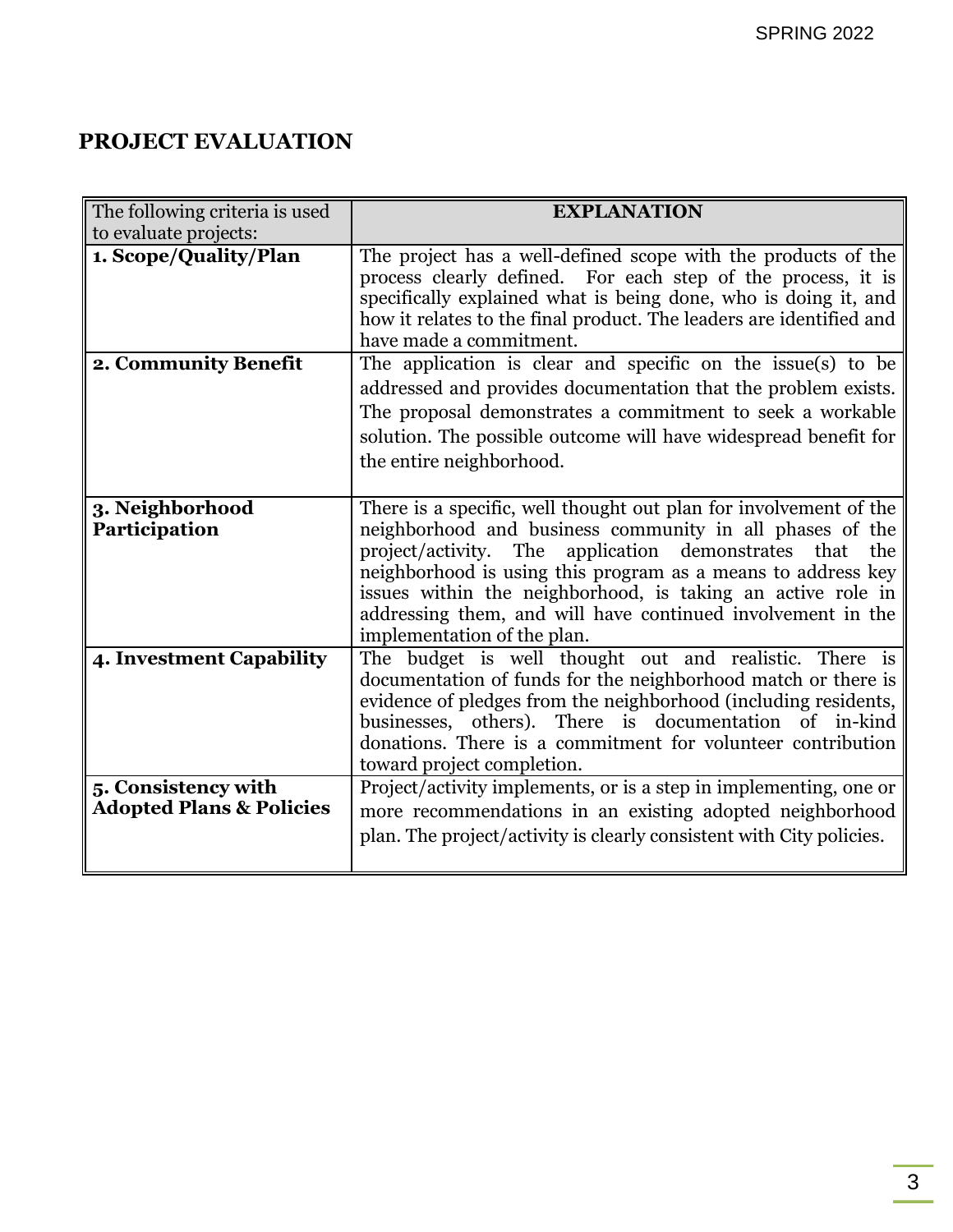## PROJECT EVALUATION

| The following criteria is used to evaluate projects: | EXPLANATION |
|---|---|
| **1. Scope/Quality/Plan** | The project has a well-defined scope with the products of the process clearly defined. For each step of the process, it is specifically explained what is being done, who is doing it, and how it relates to the final product. The leaders are identified and have made a commitment. |
| **2. Community Benefit** | The application is clear and specific on the issue(s) to be addressed and provides documentation that the problem exists. The proposal demonstrates a commitment to seek a workable solution. The possible outcome will have widespread benefit for the entire neighborhood. |
| **3. Neighborhood Participation** | There is a specific, well thought out plan for involvement of the neighborhood and business community in all phases of the project/activity. The application demonstrates that the neighborhood is using this program as a means to address key issues within the neighborhood, is taking an active role in addressing them, and will have continued involvement in the implementation of the plan. |
| **4. Investment Capability** | The budget is well thought out and realistic. There is documentation of funds for the neighborhood match or there is evidence of pledges from the neighborhood (including residents, businesses, others). There is documentation of in-kind donations. There is a commitment for volunteer contribution toward project completion. |
| **5. Consistency with Adopted Plans & Policies** | Project/activity implements, or is a step in implementing, one or more recommendations in an existing adopted neighborhood plan. The project/activity is clearly consistent with City policies. |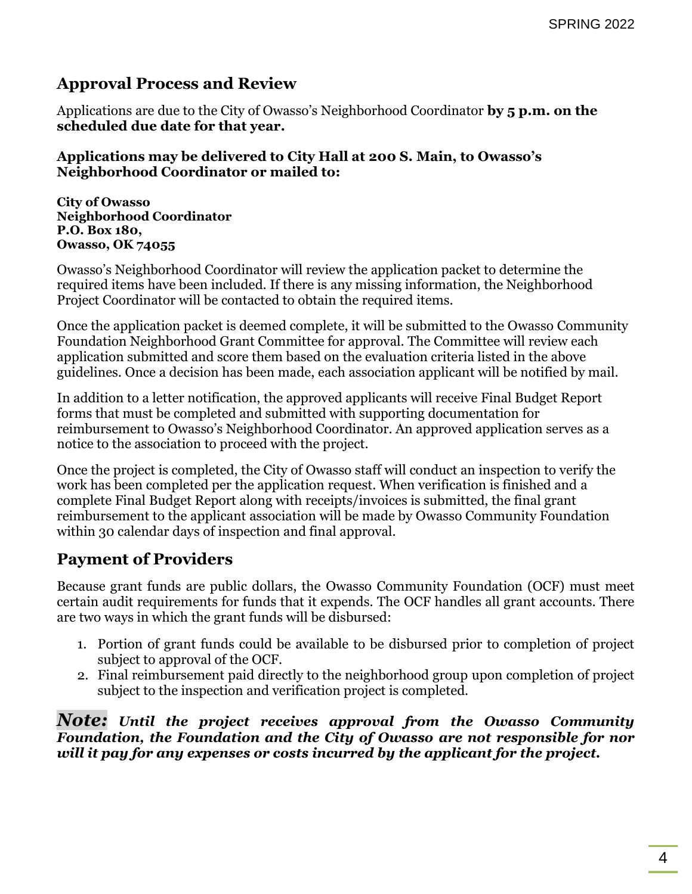## Approval Process and Review

Applications are due to the City of Owasso's Neighborhood Coordinator **by 5 p.m. on the scheduled due date for that year.**

**Applications may be delivered to City Hall at 200 S. Main, to Owasso's Neighborhood Coordinator or mailed to:**

**City of Owasso**
**Neighborhood Coordinator**
**P.O. Box 180,**
**Owasso, OK 74055**

Owasso's Neighborhood Coordinator will review the application packet to determine the required items have been included. If there is any missing information, the Neighborhood Project Coordinator will be contacted to obtain the required items.

Once the application packet is deemed complete, it will be submitted to the Owasso Community Foundation Neighborhood Grant Committee for approval. The Committee will review each application submitted and score them based on the evaluation criteria listed in the above guidelines. Once a decision has been made, each association applicant will be notified by mail.

In addition to a letter notification, the approved applicants will receive Final Budget Report forms that must be completed and submitted with supporting documentation for reimbursement to Owasso's Neighborhood Coordinator. An approved application serves as a notice to the association to proceed with the project.

Once the project is completed, the City of Owasso staff will conduct an inspection to verify the work has been completed per the application request. When verification is finished and a complete Final Budget Report along with receipts/invoices is submitted, the final grant reimbursement to the applicant association will be made by Owasso Community Foundation within 30 calendar days of inspection and final approval.

## Payment of Providers

Because grant funds are public dollars, the Owasso Community Foundation (OCF) must meet certain audit requirements for funds that it expends. The OCF handles all grant accounts. There are two ways in which the grant funds will be disbursed:

1. Portion of grant funds could be available to be disbursed prior to completion of project subject to approval of the OCF.
2. Final reimbursement paid directly to the neighborhood group upon completion of project subject to the inspection and verification project is completed.

***Note:*** ***Until the project receives approval from the Owasso Community Foundation, the Foundation and the City of Owasso are not responsible for nor will it pay for any expenses or costs incurred by the applicant for the project.***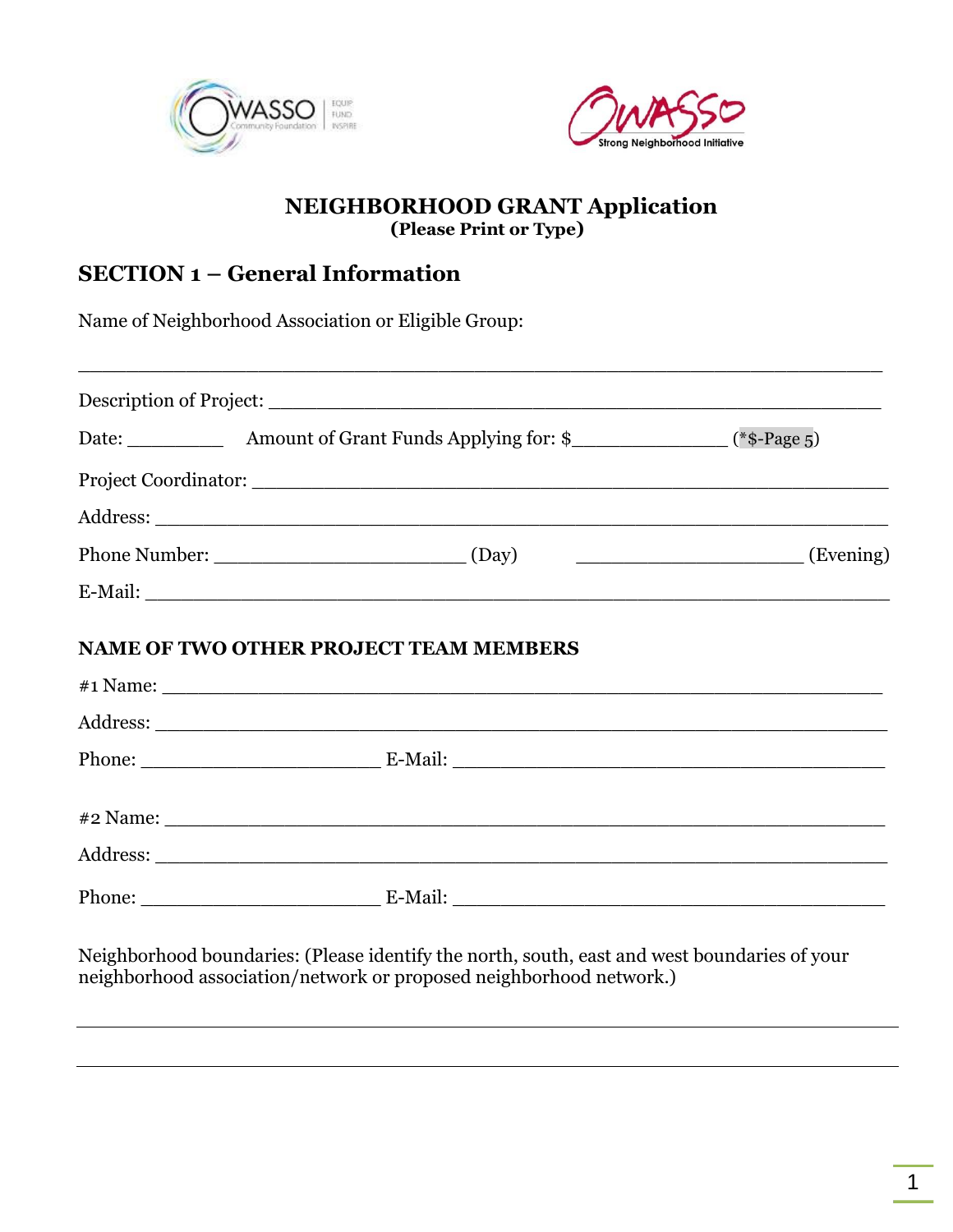# NEIGHBORHOOD GRANT Application
**(Please Print or Type)**

## SECTION 1 – General Information

Name of Neighborhood Association or Eligible Group:

_______________________________________________________________

Description of Project: ___________________________________________________

Date: _________ Amount of Grant Funds Applying for: $_____________ (*$-Page 5)

Project Coordinator: _____________________________________________________

Address: _____________________________________________________________

Phone Number: ______________________ (Day) ____________________ (Evening)

E-Mail: _______________________________________________________________

### NAME OF TWO OTHER PROJECT TEAM MEMBERS

#1 Name: _____________________________________________________________

Address: _____________________________________________________________

Phone: _____________________ E-Mail: _____________________________________

#2 Name: _____________________________________________________________

Address: _____________________________________________________________

Phone: _____________________ E-Mail: _____________________________________

Neighborhood boundaries: (Please identify the north, south, east and west boundaries of your neighborhood association/network or proposed neighborhood network.)

_______________________________________________________________

_______________________________________________________________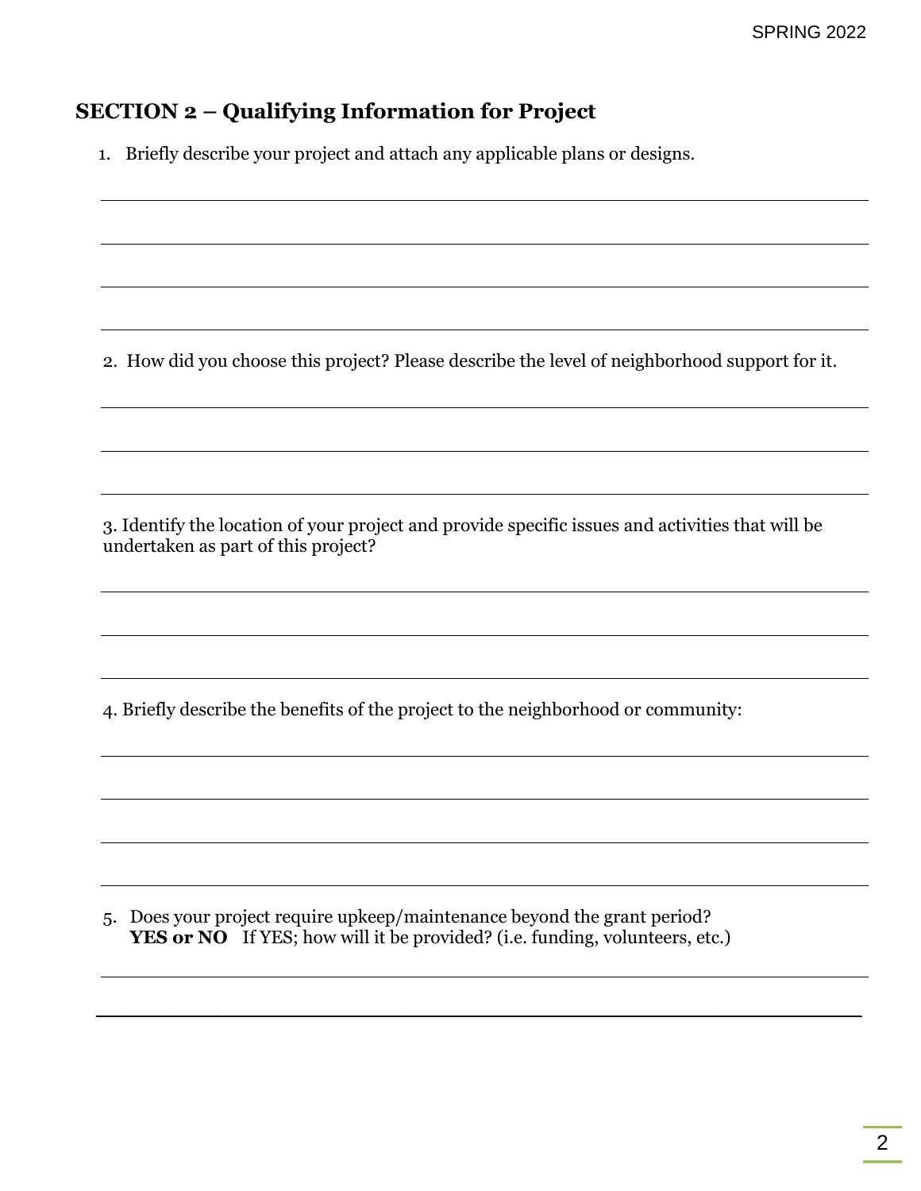## SECTION 2 – Qualifying Information for Project

1. Briefly describe your project and attach any applicable plans or designs.

2. How did you choose this project? Please describe the level of neighborhood support for it.

3. Identify the location of your project and provide specific issues and activities that will be undertaken as part of this project?

4. Briefly describe the benefits of the project to the neighborhood or community:

5. Does your project require upkeep/maintenance beyond the grant period?
   **YES or NO** If YES; how will it be provided? (i.e. funding, volunteers, etc.)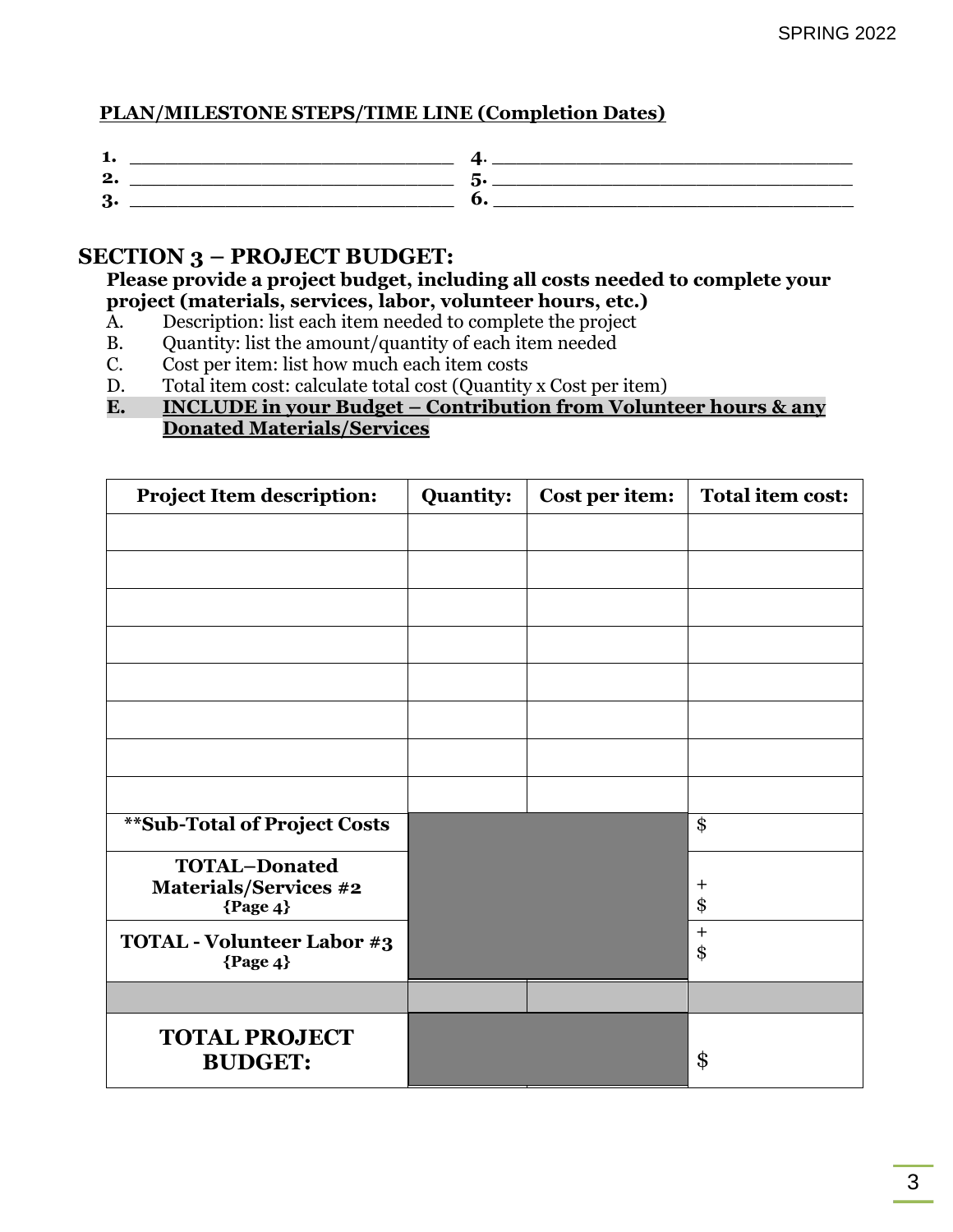**PLAN/MILESTONE STEPS/TIME LINE (Completion Dates)**

**1.** ______________________________ **4.** ______________________________
**2.** ______________________________ **5.** ______________________________
**3.** ______________________________ **6.** ______________________________

## SECTION 3 – PROJECT BUDGET:

**Please provide a project budget, including all costs needed to complete your project (materials, services, labor, volunteer hours, etc.)**

A. Description: list each item needed to complete the project
B. Quantity: list the amount/quantity of each item needed
C. Cost per item: list how much each item costs
D. Total item cost: calculate total cost (Quantity x Cost per item)
**E. <u>INCLUDE in your Budget – Contribution from Volunteer hours & any Donated Materials/Services</u>**

| Project Item description: | Quantity: | Cost per item: | Total item cost: |
|---|---|---|---|
| | | | |
| | | | |
| | | | |
| | | | |
| | | | |
| | | | |
| | | | |
| | | | |
| **Sub-Total of Project Costs | | | $ |
| **TOTAL–Donated Materials/Services #2** {Page 4} | | | + $ |
| **TOTAL - Volunteer Labor #3** {Page 4} | | | + $ |
| | | | |
| **TOTAL PROJECT BUDGET:** | | | $ |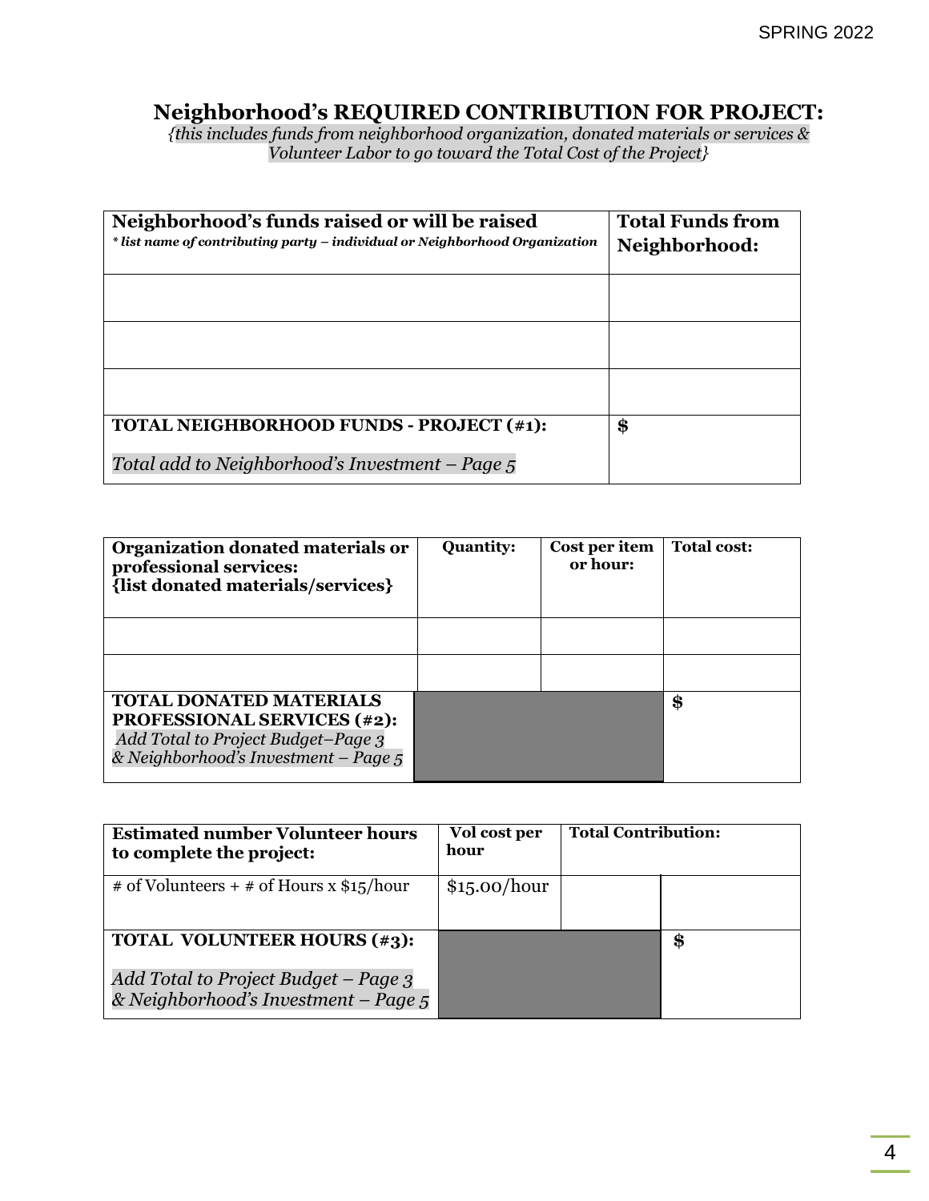## Neighborhood's REQUIRED CONTRIBUTION FOR PROJECT:

*{this includes funds from neighborhood organization, donated materials or services & Volunteer Labor to go toward the Total Cost of the Project}*

| **Neighborhood's funds raised or will be raised** *\* list name of contributing party – individual or Neighborhood Organization* | **Total Funds from Neighborhood:** |
|---|---|
| | |
| | |
| | |
| **TOTAL NEIGHBORHOOD FUNDS - PROJECT (#1):** *Total add to Neighborhood's Investment – Page 5* | **$** |

| **Organization donated materials or professional services: {list donated materials/services}** | **Quantity:** | **Cost per item or hour:** | **Total cost:** |
|---|---|---|---|
| | | | |
| | | | |
| **TOTAL DONATED MATERIALS PROFESSIONAL SERVICES (#2):** *Add Total to Project Budget–Page 3 & Neighborhood's Investment – Page 5* | | | **$** |

| **Estimated number Volunteer hours to complete the project:** | **Vol cost per hour** | **Total Contribution:** | |
|---|---|---|---|
| # of Volunteers + # of Hours x $15/hour | $15.00/hour | | |
| **TOTAL VOLUNTEER HOURS (#3):** *Add Total to Project Budget – Page 3 & Neighborhood's Investment – Page 5* | | | **$** |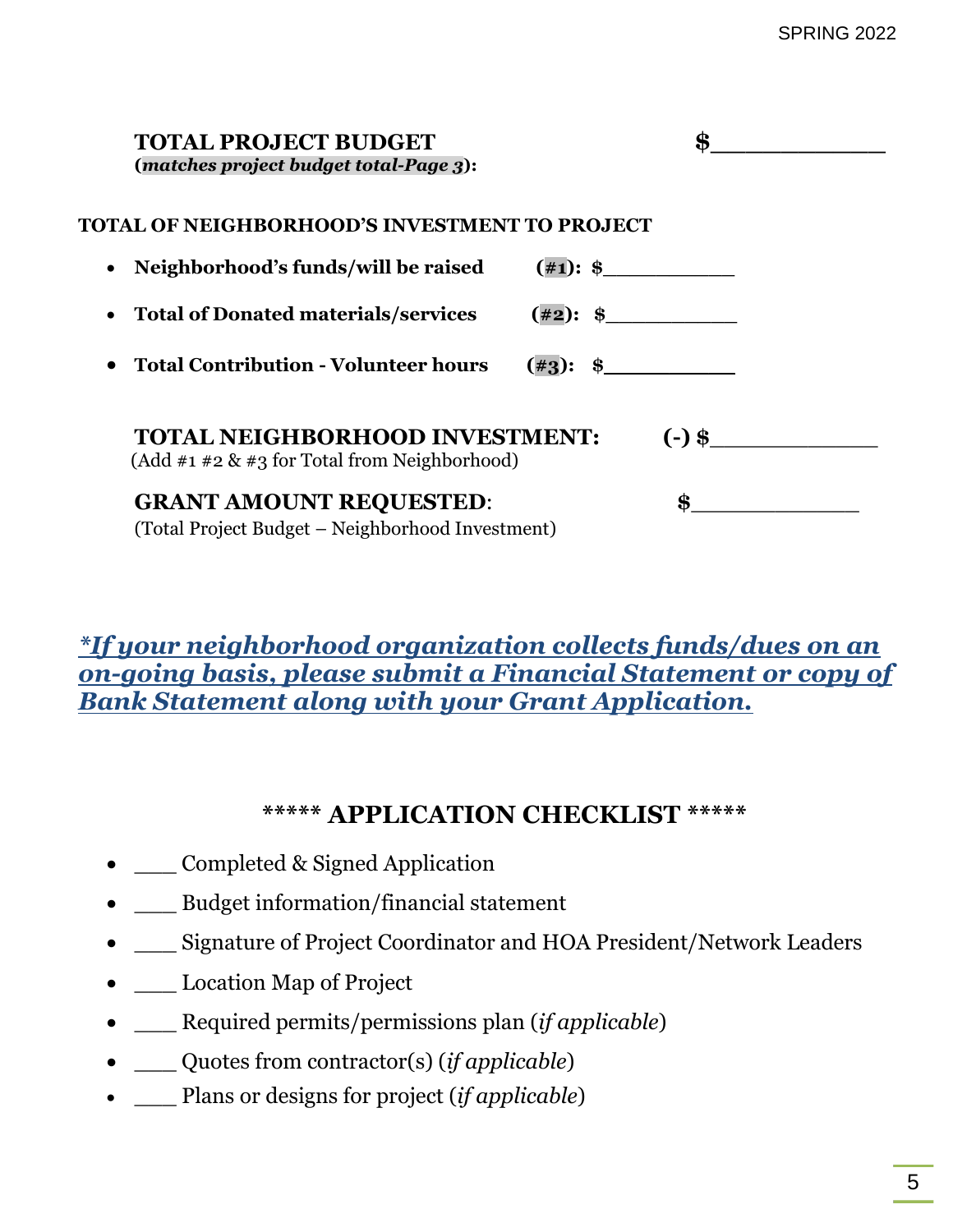**TOTAL PROJECT BUDGET** $____________
(***matches project budget total-Page 3***):

**TOTAL OF NEIGHBORHOOD'S INVESTMENT TO PROJECT**

- **Neighborhood's funds/will be raised (#1): $__________**
- **Total of Donated materials/services (#2): $__________**
- **Total Contribution - Volunteer hours (#3): $__________**

**TOTAL NEIGHBORHOOD INVESTMENT:** **(-) $____________**
(Add #1 #2 & #3 for Total from Neighborhood)

**GRANT AMOUNT REQUESTED**: **$____________**
(Total Project Budget – Neighborhood Investment)

***\*If your neighborhood organization collects funds/dues on an on-going basis, please submit a Financial Statement or copy of Bank Statement along with your Grant Application.***

## \*\*\*\*\* APPLICATION CHECKLIST \*\*\*\*\*

- ___ Completed & Signed Application
- ___ Budget information/financial statement
- ___ Signature of Project Coordinator and HOA President/Network Leaders
- ___ Location Map of Project
- ___ Required permits/permissions plan (*if applicable*)
- ___ Quotes from contractor(s) (*if applicable*)
- ___ Plans or designs for project (*if applicable*)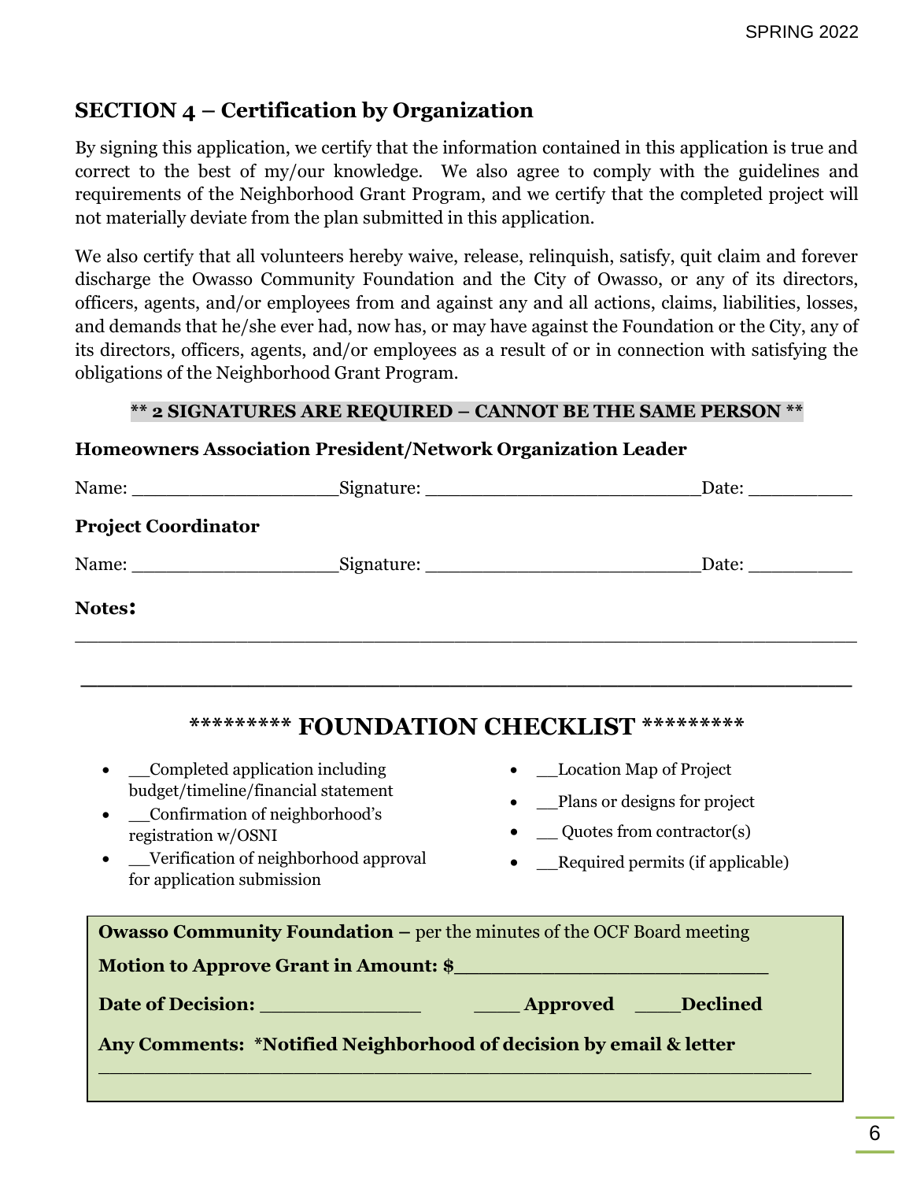## SECTION 4 – Certification by Organization

By signing this application, we certify that the information contained in this application is true and correct to the best of my/our knowledge. We also agree to comply with the guidelines and requirements of the Neighborhood Grant Program, and we certify that the completed project will not materially deviate from the plan submitted in this application.

We also certify that all volunteers hereby waive, release, relinquish, satisfy, quit claim and forever discharge the Owasso Community Foundation and the City of Owasso, or any of its directors, officers, agents, and/or employees from and against any and all actions, claims, liabilities, losses, and demands that he/she ever had, now has, or may have against the Foundation or the City, any of its directors, officers, agents, and/or employees as a result of or in connection with satisfying the obligations of the Neighborhood Grant Program.

**** 2 SIGNATURES ARE REQUIRED – CANNOT BE THE SAME PERSON ****

**Homeowners Association President/Network Organization Leader**

Name: ___________________ Signature: _________________________ Date: __________

**Project Coordinator**

Name: ___________________ Signature: _________________________ Date: __________

**Notes:**

_____________________________________________________________________________

_____________________________________________________________________________

## ********* FOUNDATION CHECKLIST *********

- __Completed application including budget/timeline/financial statement
- __Confirmation of neighborhood's registration w/OSNI
- __Verification of neighborhood approval for application submission
- __Location Map of Project
- __Plans or designs for project
- __ Quotes from contractor(s)
- __Required permits (if applicable)

**Owasso Community Foundation –** per the minutes of the OCF Board meeting

**Motion to Approve Grant in Amount: $**__________________________

**Date of Decision:** ______________ ____ **Approved** ____**Declined**

**Any Comments: *Notified Neighborhood of decision by email & letter**

_____________________________________________________________